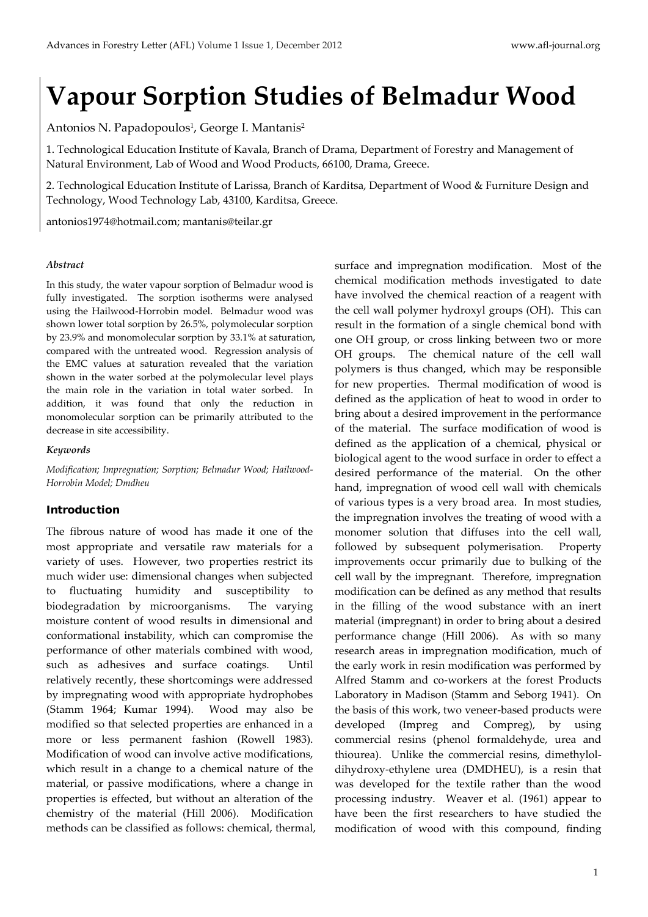# Vapour Sorption Studies of Belmadur Wood

Antonios N. Papadopoulos[1], George I. Mantanis[2]

1. Technological Education Institute of Kavala, Branch of Drama, Department of Forestry and Management of Natural Environment, Lab of Wood and Wood Products, 66100, Drama, Greece.

2. Technological Education Institute of Larissa, Branch of Karditsa, Department of Wood & Furniture Design and Technology, Wood Technology Lab, 43100, Karditsa, Greece.

antonios1974@hotmail.com; mantanis@teilar.gr

### *Abstract*

In this study, the water vapour sorption of Belmadur wood is fully investigated. The sorption isotherms were analysed using the Hailwood-Horrobin model. Belmadur wood was shown lower total sorption by 26.5%, polymolecular sorption by 23.9% and monomolecular sorption by 33.1% at saturation, compared with the untreated wood. Regression analysis of the EMC values at saturation revealed that the variation shown in the water sorbed at the polymolecular level plays the main role in the variation in total water sorbed. In addition, it was found that only the reduction in monomolecular sorption can be primarily attributed to the decrease in site accessibility.

### *Keywords*

*Modification; Impregnation; Sorption; Belmadur Wood; Hailwood-Horrobin Model; Dmdheu*

## Introduction

The fibrous nature of wood has made it one of the most appropriate and versatile raw materials for a variety of uses. However, two properties restrict its much wider use: dimensional changes when subjected to fluctuating humidity and susceptibility to biodegradation by microorganisms. The varying moisture content of wood results in dimensional and conformational instability, which can compromise the performance of other materials combined with wood, such as adhesives and surface coatings. Until relatively recently, these shortcomings were addressed by impregnating wood with appropriate hydrophobes (Stamm 1964; Kumar 1994). Wood may also be modified so that selected properties are enhanced in a more or less permanent fashion (Rowell 1983). Modification of wood can involve active modifications, which result in a change to a chemical nature of the material, or passive modifications, where a change in properties is effected, but without an alteration of the chemistry of the material (Hill 2006). Modification methods can be classified as follows: chemical, thermal, surface and impregnation modification. Most of the chemical modification methods investigated to date have involved the chemical reaction of a reagent with the cell wall polymer hydroxyl groups (OH). This can result in the formation of a single chemical bond with one OH group, or cross linking between two or more OH groups. The chemical nature of the cell wall polymers is thus changed, which may be responsible for new properties. Thermal modification of wood is defined as the application of heat to wood in order to bring about a desired improvement in the performance of the material. The surface modification of wood is defined as the application of a chemical, physical or biological agent to the wood surface in order to effect a desired performance of the material. On the other hand, impregnation of wood cell wall with chemicals of various types is a very broad area. In most studies, the impregnation involves the treating of wood with a monomer solution that diffuses into the cell wall, followed by subsequent polymerisation. Property improvements occur primarily due to bulking of the cell wall by the impregnant. Therefore, impregnation modification can be defined as any method that results in the filling of the wood substance with an inert material (impregnant) in order to bring about a desired performance change (Hill 2006). As with so many research areas in impregnation modification, much of the early work in resin modification was performed by Alfred Stamm and co-workers at the forest Products Laboratory in Madison (Stamm and Seborg 1941). On the basis of this work, two veneer-based products were developed (Impreg and Compreg), by using commercial resins (phenol formaldehyde, urea and thiourea). Unlike the commercial resins, dimethylol-dihydroxy-ethylene urea (DMDHEU), is a resin that was developed for the textile rather than the wood processing industry. Weaver et al. (1961) appear to have been the first researchers to have studied the modification of wood with this compound, finding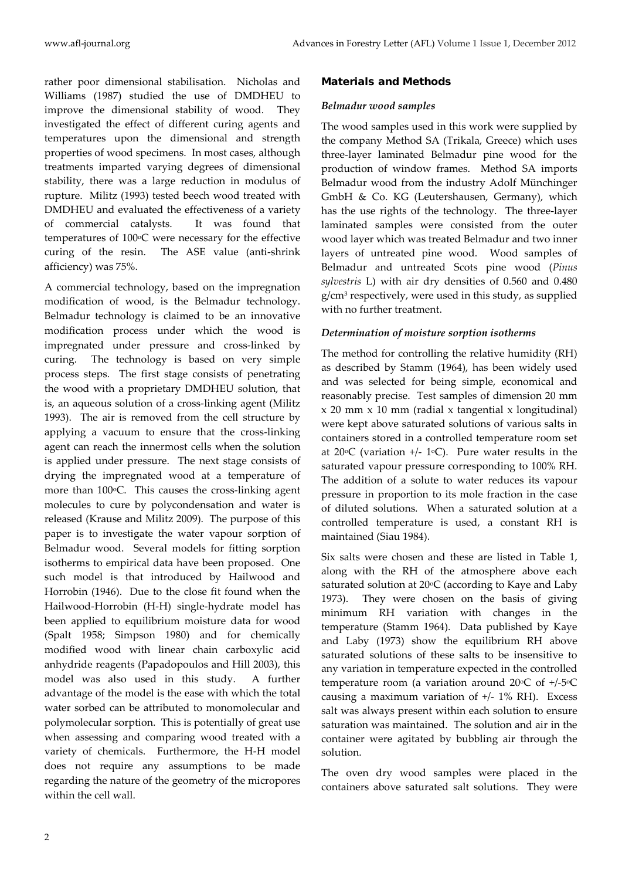rather poor dimensional stabilisation. Nicholas and Williams (1987) studied the use of DMDHEU to improve the dimensional stability of wood. They investigated the effect of different curing agents and temperatures upon the dimensional and strength properties of wood specimens. In most cases, although treatments imparted varying degrees of dimensional stability, there was a large reduction in modulus of rupture. Militz (1993) tested beech wood treated with DMDHEU and evaluated the effectiveness of a variety of commercial catalysts. It was found that temperatures of 100°C were necessary for the effective curing of the resin. The ASE value (anti-shrink afficiency) was 75%.

A commercial technology, based on the impregnation modification of wood, is the Belmadur technology. Belmadur technology is claimed to be an innovative modification process under which the wood is impregnated under pressure and cross-linked by curing. The technology is based on very simple process steps. The first stage consists of penetrating the wood with a proprietary DMDHEU solution, that is, an aqueous solution of a cross-linking agent (Militz 1993). The air is removed from the cell structure by applying a vacuum to ensure that the cross-linking agent can reach the innermost cells when the solution is applied under pressure. The next stage consists of drying the impregnated wood at a temperature of more than 100°C. This causes the cross-linking agent molecules to cure by polycondensation and water is released (Krause and Militz 2009). The purpose of this paper is to investigate the water vapour sorption of Belmadur wood. Several models for fitting sorption isotherms to empirical data have been proposed. One such model is that introduced by Hailwood and Horrobin (1946). Due to the close fit found when the Hailwood-Horrobin (H-H) single-hydrate model has been applied to equilibrium moisture data for wood (Spalt 1958; Simpson 1980) and for chemically modified wood with linear chain carboxylic acid anhydride reagents (Papadopoulos and Hill 2003), this model was also used in this study. A further advantage of the model is the ease with which the total water sorbed can be attributed to monomolecular and polymolecular sorption. This is potentially of great use when assessing and comparing wood treated with a variety of chemicals. Furthermore, the H-H model does not require any assumptions to be made regarding the nature of the geometry of the micropores within the cell wall.

## Materials and Methods

### *Belmadur wood samples*

The wood samples used in this work were supplied by the company Method SA (Trikala, Greece) which uses three-layer laminated Belmadur pine wood for the production of window frames. Method SA imports Belmadur wood from the industry Adolf Münchinger GmbH & Co. KG (Leutershausen, Germany), which has the use rights of the technology. The three-layer laminated samples were consisted from the outer wood layer which was treated Belmadur and two inner layers of untreated pine wood. Wood samples of Belmadur and untreated Scots pine wood (*Pinus sylvestris* L) with air dry densities of 0.560 and 0.480 g/cm$^3$ respectively, were used in this study, as supplied with no further treatment.

### *Determination of moisture sorption isotherms*

The method for controlling the relative humidity (RH) as described by Stamm (1964), has been widely used and was selected for being simple, economical and reasonably precise. Test samples of dimension 20 mm x 20 mm x 10 mm (radial x tangential x longitudinal) were kept above saturated solutions of various salts in containers stored in a controlled temperature room set at 20°C (variation +/- 1°C). Pure water results in the saturated vapour pressure corresponding to 100% RH. The addition of a solute to water reduces its vapour pressure in proportion to its mole fraction in the case of diluted solutions. When a saturated solution at a controlled temperature is used, a constant RH is maintained (Siau 1984).

Six salts were chosen and these are listed in Table 1, along with the RH of the atmosphere above each saturated solution at 20°C (according to Kaye and Laby 1973). They were chosen on the basis of giving minimum RH variation with changes in the temperature (Stamm 1964). Data published by Kaye and Laby (1973) show the equilibrium RH above saturated solutions of these salts to be insensitive to any variation in temperature expected in the controlled temperature room (a variation around 20°C of +/-5°C causing a maximum variation of +/- 1% RH). Excess salt was always present within each solution to ensure saturation was maintained. The solution and air in the container were agitated by bubbling air through the solution.

The oven dry wood samples were placed in the containers above saturated salt solutions. They were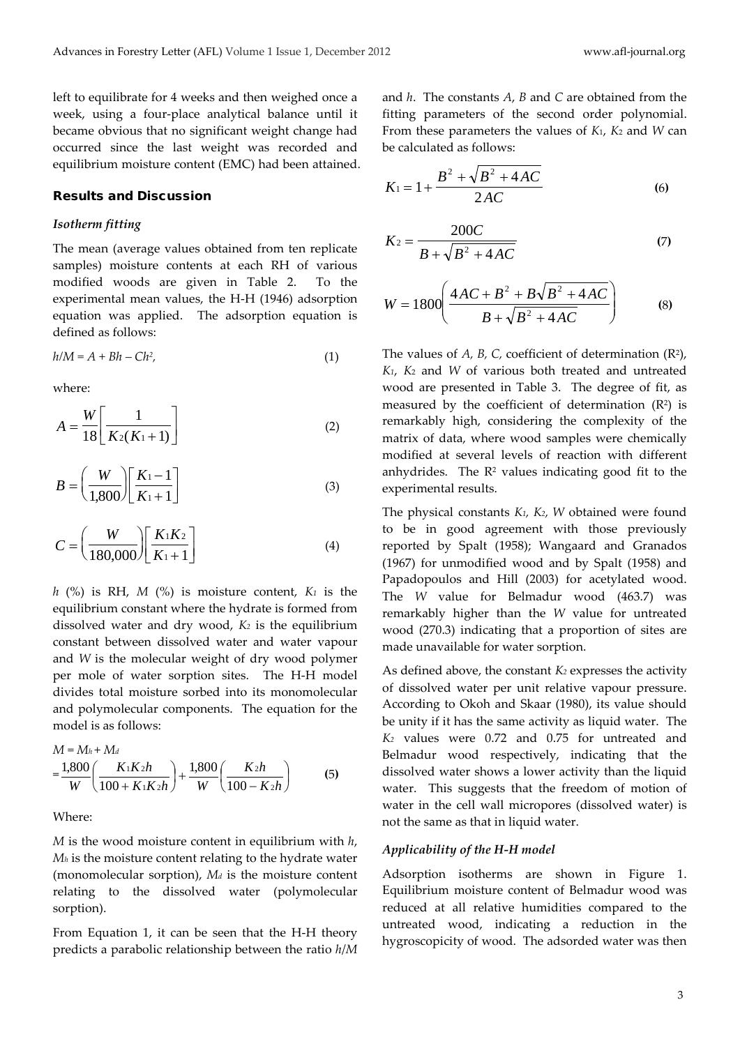left to equilibrate for 4 weeks and then weighed once a week, using a four-place analytical balance until it became obvious that no significant weight change had occurred since the last weight was recorded and equilibrium moisture content (EMC) had been attained.

## Results and Discussion

### *Isotherm fitting*

The mean (average values obtained from ten replicate samples) moisture contents at each RH of various modified woods are given in Table 2. To the experimental mean values, the H-H (1946) adsorption equation was applied. The adsorption equation is defined as follows:

$$h/M = A + Bh - Ch^2, \tag{1}$$

where:

$$A = \frac{W}{18}\left[\frac{1}{K_2(K_1+1)}\right] \tag{2}$$

$$B = \left(\frac{W}{1{,}800}\right)\left[\frac{K_1-1}{K_1+1}\right] \tag{3}$$

$$C = \left(\frac{W}{180{,}000}\right)\left[\frac{K_1K_2}{K_1+1}\right] \tag{4}$$

$h$ (%) is RH, $M$ (%) is moisture content, $K_1$ is the equilibrium constant where the hydrate is formed from dissolved water and dry wood, $K_2$ is the equilibrium constant between dissolved water and water vapour and $W$ is the molecular weight of dry wood polymer per mole of water sorption sites. The H-H model divides total moisture sorbed into its monomolecular and polymolecular components. The equation for the model is as follows:

$$M = M_h + M_d$$
$$= \frac{1{,}800}{W}\left(\frac{K_1K_2h}{100+K_1K_2h}\right) + \frac{1{,}800}{W}\left(\frac{K_2h}{100-K_2h}\right) \tag{5}$$

Where:

$M$ is the wood moisture content in equilibrium with $h$, $M_h$ is the moisture content relating to the hydrate water (monomolecular sorption), $M_d$ is the moisture content relating to the dissolved water (polymolecular sorption).

From Equation 1, it can be seen that the H-H theory predicts a parabolic relationship between the ratio $h/M$ and $h$. The constants $A$, $B$ and $C$ are obtained from the fitting parameters of the second order polynomial. From these parameters the values of $K_1$, $K_2$ and $W$ can be calculated as follows:

$$K_1 = 1 + \frac{B^2 + \sqrt{B^2 + 4AC}}{2AC} \tag{6}$$

$$K_2 = \frac{200C}{B + \sqrt{B^2 + 4AC}} \tag{7}$$

$$W = 1800\left(\frac{4AC + B^2 + B\sqrt{B^2+4AC}}{B + \sqrt{B^2+4AC}}\right) \tag{8}$$

The values of $A$, $B$, $C$, coefficient of determination ($R^2$), $K_1$, $K_2$ and $W$ of various both treated and untreated wood are presented in Table 3. The degree of fit, as measured by the coefficient of determination ($R^2$) is remarkably high, considering the complexity of the matrix of data, where wood samples were chemically modified at several levels of reaction with different anhydrides. The $R^2$ values indicating good fit to the experimental results.

The physical constants $K_1$, $K_2$, $W$ obtained were found to be in good agreement with those previously reported by Spalt (1958); Wangaard and Granados (1967) for unmodified wood and by Spalt (1958) and Papadopoulos and Hill (2003) for acetylated wood. The $W$ value for Belmadur wood (463.7) was remarkably higher than the $W$ value for untreated wood (270.3) indicating that a proportion of sites are made unavailable for water sorption.

As defined above, the constant $K_2$ expresses the activity of dissolved water per unit relative vapour pressure. According to Okoh and Skaar (1980), its value should be unity if it has the same activity as liquid water. The $K_2$ values were 0.72 and 0.75 for untreated and Belmadur wood respectively, indicating that the dissolved water shows a lower activity than the liquid water. This suggests that the freedom of motion of water in the cell wall micropores (dissolved water) is not the same as that in liquid water.

### *Applicability of the H-H model*

Adsorption isotherms are shown in Figure 1. Equilibrium moisture content of Belmadur wood was reduced at all relative humidities compared to the untreated wood, indicating a reduction in the hygroscopicity of wood. The adsorded water was then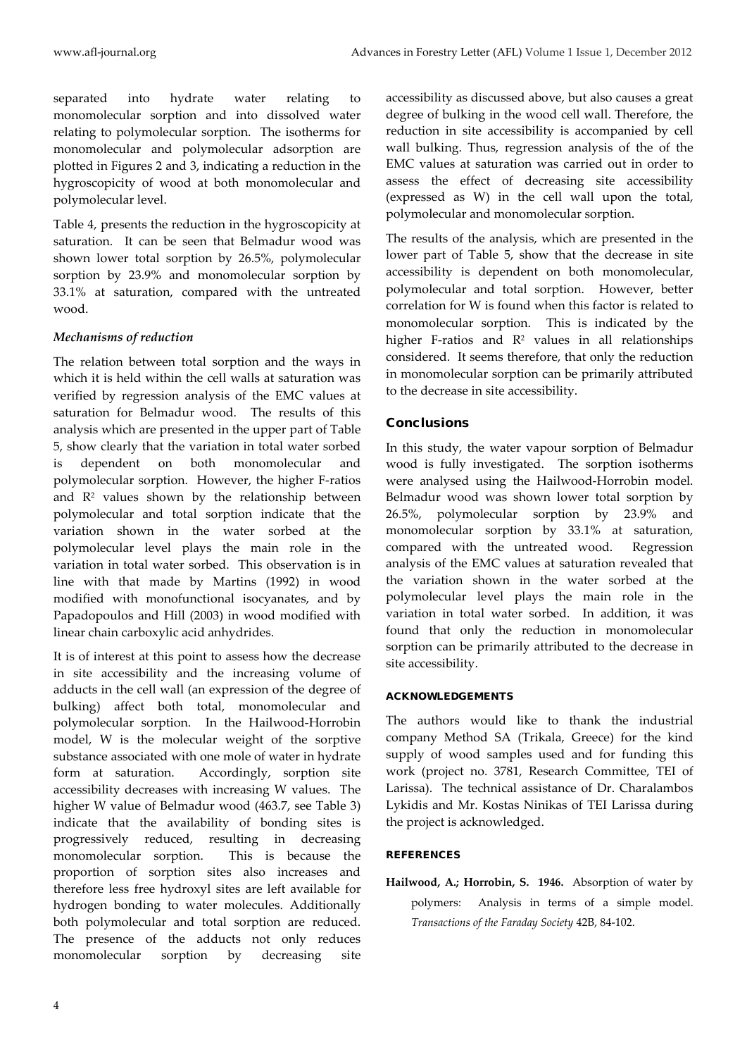separated into hydrate water relating to monomolecular sorption and into dissolved water relating to polymolecular sorption. The isotherms for monomolecular and polymolecular adsorption are plotted in Figures 2 and 3, indicating a reduction in the hygroscopicity of wood at both monomolecular and polymolecular level.

Table 4, presents the reduction in the hygroscopicity at saturation. It can be seen that Belmadur wood was shown lower total sorption by 26.5%, polymolecular sorption by 23.9% and monomolecular sorption by 33.1% at saturation, compared with the untreated wood.

### *Mechanisms of reduction*

The relation between total sorption and the ways in which it is held within the cell walls at saturation was verified by regression analysis of the EMC values at saturation for Belmadur wood. The results of this analysis which are presented in the upper part of Table 5, show clearly that the variation in total water sorbed is dependent on both monomolecular and polymolecular sorption. However, the higher F-ratios and $R^2$ values shown by the relationship between polymolecular and total sorption indicate that the variation shown in the water sorbed at the polymolecular level plays the main role in the variation in total water sorbed. This observation is in line with that made by Martins (1992) in wood modified with monofunctional isocyanates, and by Papadopoulos and Hill (2003) in wood modified with linear chain carboxylic acid anhydrides.

It is of interest at this point to assess how the decrease in site accessibility and the increasing volume of adducts in the cell wall (an expression of the degree of bulking) affect both total, monomolecular and polymolecular sorption. In the Hailwood-Horrobin model, W is the molecular weight of the sorptive substance associated with one mole of water in hydrate form at saturation. Accordingly, sorption site accessibility decreases with increasing W values. The higher W value of Belmadur wood (463.7, see Table 3) indicate that the availability of bonding sites is progressively reduced, resulting in decreasing monomolecular sorption. This is because the proportion of sorption sites also increases and therefore less free hydroxyl sites are left available for hydrogen bonding to water molecules. Additionally both polymolecular and total sorption are reduced. The presence of the adducts not only reduces monomolecular sorption by decreasing site accessibility as discussed above, but also causes a great degree of bulking in the wood cell wall. Therefore, the reduction in site accessibility is accompanied by cell wall bulking. Thus, regression analysis of the of the EMC values at saturation was carried out in order to assess the effect of decreasing site accessibility (expressed as W) in the cell wall upon the total, polymolecular and monomolecular sorption.

The results of the analysis, which are presented in the lower part of Table 5, show that the decrease in site accessibility is dependent on both monomolecular, polymolecular and total sorption. However, better correlation for W is found when this factor is related to monomolecular sorption. This is indicated by the higher F-ratios and $R^2$ values in all relationships considered. It seems therefore, that only the reduction in monomolecular sorption can be primarily attributed to the decrease in site accessibility.

## Conclusions

In this study, the water vapour sorption of Belmadur wood is fully investigated. The sorption isotherms were analysed using the Hailwood-Horrobin model. Belmadur wood was shown lower total sorption by 26.5%, polymolecular sorption by 23.9% and monomolecular sorption by 33.1% at saturation, compared with the untreated wood. Regression analysis of the EMC values at saturation revealed that the variation shown in the water sorbed at the polymolecular level plays the main role in the variation in total water sorbed. In addition, it was found that only the reduction in monomolecular sorption can be primarily attributed to the decrease in site accessibility.

### ACKNOWLEDGEMENTS

The authors would like to thank the industrial company Method SA (Trikala, Greece) for the kind supply of wood samples used and for funding this work (project no. 3781, Research Committee, TEI of Larissa). The technical assistance of Dr. Charalambos Lykidis and Mr. Kostas Ninikas of TEI Larissa during the project is acknowledged.

### REFERENCES

**Hailwood, A.; Horrobin, S. 1946.** Absorption of water by polymers: Analysis in terms of a simple model. *Transactions of the Faraday Society* 42B, 84-102.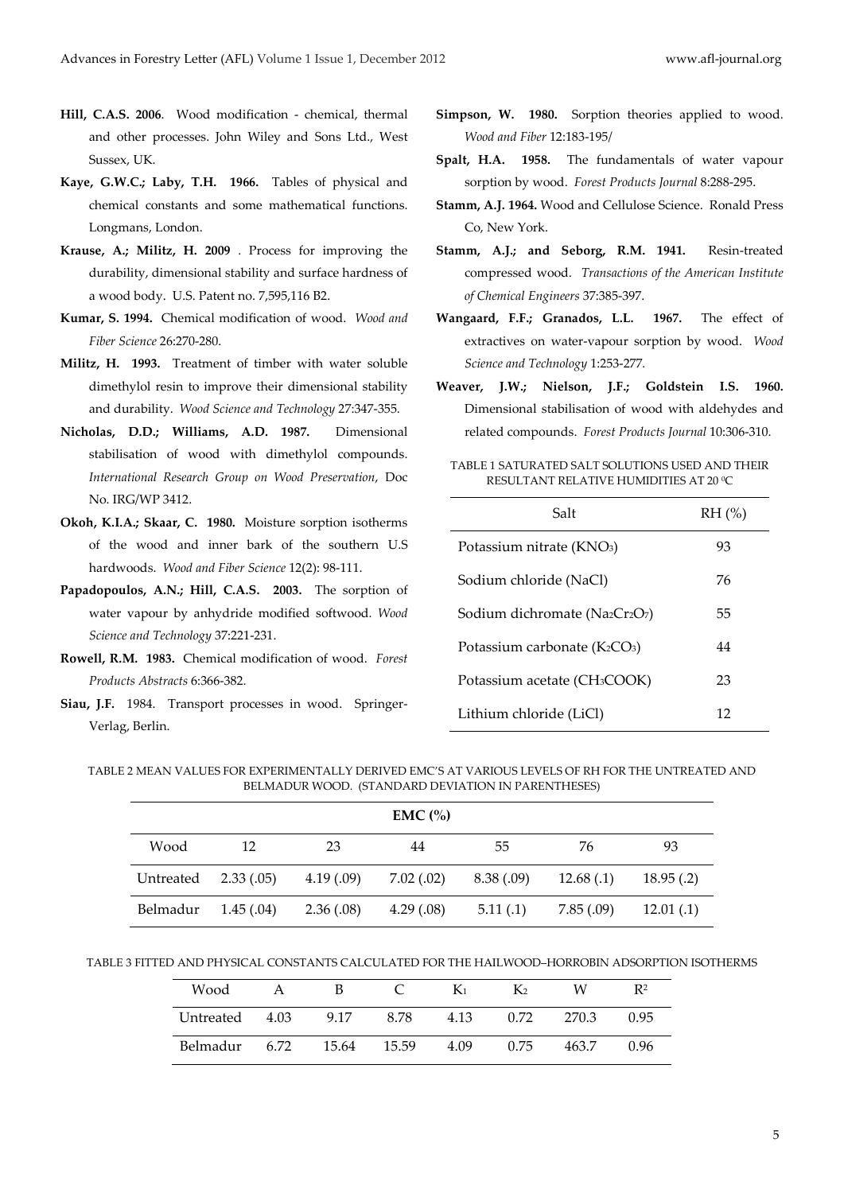**Hill, C.A.S. 2006**. Wood modification - chemical, thermal and other processes. John Wiley and Sons Ltd., West Sussex, UK.

**Kaye, G.W.C.; Laby, T.H. 1966.** Tables of physical and chemical constants and some mathematical functions. Longmans, London.

**Krause, A.; Militz, H. 2009** . Process for improving the durability, dimensional stability and surface hardness of a wood body. U.S. Patent no. 7,595,116 B2.

**Kumar, S. 1994.** Chemical modification of wood. *Wood and Fiber Science* 26:270-280.

**Militz, H. 1993.** Treatment of timber with water soluble dimethylol resin to improve their dimensional stability and durability. *Wood Science and Technology* 27:347-355.

**Nicholas, D.D.; Williams, A.D. 1987.** Dimensional stabilisation of wood with dimethylol compounds. *International Research Group on Wood Preservation*, Doc No. IRG/WP 3412.

**Okoh, K.I.A.; Skaar, C. 1980.** Moisture sorption isotherms of the wood and inner bark of the southern U.S hardwoods. *Wood and Fiber Science* 12(2): 98-111.

**Papadopoulos, A.N.; Hill, C.A.S. 2003.** The sorption of water vapour by anhydride modified softwood. *Wood Science and Technology* 37:221-231.

**Rowell, R.M. 1983.** Chemical modification of wood. *Forest Products Abstracts* 6:366-382.

**Siau, J.F.** 1984. Transport processes in wood. Springer-Verlag, Berlin.

**Simpson, W. 1980.** Sorption theories applied to wood. *Wood and Fiber* 12:183-195/

**Spalt, H.A. 1958.** The fundamentals of water vapour sorption by wood. *Forest Products Journal* 8:288-295.

**Stamm, A.J. 1964.** Wood and Cellulose Science. Ronald Press Co, New York.

**Stamm, A.J.; and Seborg, R.M. 1941.** Resin-treated compressed wood. *Transactions of the American Institute of Chemical Engineers* 37:385-397.

**Wangaard, F.F.; Granados, L.L. 1967.** The effect of extractives on water-vapour sorption by wood. *Wood Science and Technology* 1:253-277.

**Weaver, J.W.; Nielson, J.F.; Goldstein I.S. 1960.** Dimensional stabilisation of wood with aldehydes and related compounds. *Forest Products Journal* 10:306-310.

TABLE 1 SATURATED SALT SOLUTIONS USED AND THEIR RESULTANT RELATIVE HUMIDITIES AT 20 $^0$C

| Salt | RH (%) |
|---|---|
| Potassium nitrate ($KNO_3$) | 93 |
| Sodium chloride (NaCl) | 76 |
| Sodium dichromate ($Na_2Cr_2O_7$) | 55 |
| Potassium carbonate ($K_2CO_3$) | 44 |
| Potassium acetate ($CH_3COOK$) | 23 |
| Lithium chloride (LiCl) | 12 |

TABLE 2 MEAN VALUES FOR EXPERIMENTALLY DERIVED EMC'S AT VARIOUS LEVELS OF RH FOR THE UNTREATED AND BELMADUR WOOD. (STANDARD DEVIATION IN PARENTHESES)

| | EMC (%) | | | | | |
|---|---|---|---|---|---|---|
| Wood | 12 | 23 | 44 | 55 | 76 | 93 |
| Untreated | 2.33 (.05) | 4.19 (.09) | 7.02 (.02) | 8.38 (.09) | 12.68 (.1) | 18.95 (.2) |
| Belmadur | 1.45 (.04) | 2.36 (.08) | 4.29 (.08) | 5.11 (.1) | 7.85 (.09) | 12.01 (.1) |

TABLE 3 FITTED AND PHYSICAL CONSTANTS CALCULATED FOR THE HAILWOOD–HORROBIN ADSORPTION ISOTHERMS

| Wood | A | B | C | $K_1$ | $K_2$ | W | $R^2$ |
|---|---|---|---|---|---|---|---|
| Untreated | 4.03 | 9.17 | 8.78 | 4.13 | 0.72 | 270.3 | 0.95 |
| Belmadur | 6.72 | 15.64 | 15.59 | 4.09 | 0.75 | 463.7 | 0.96 |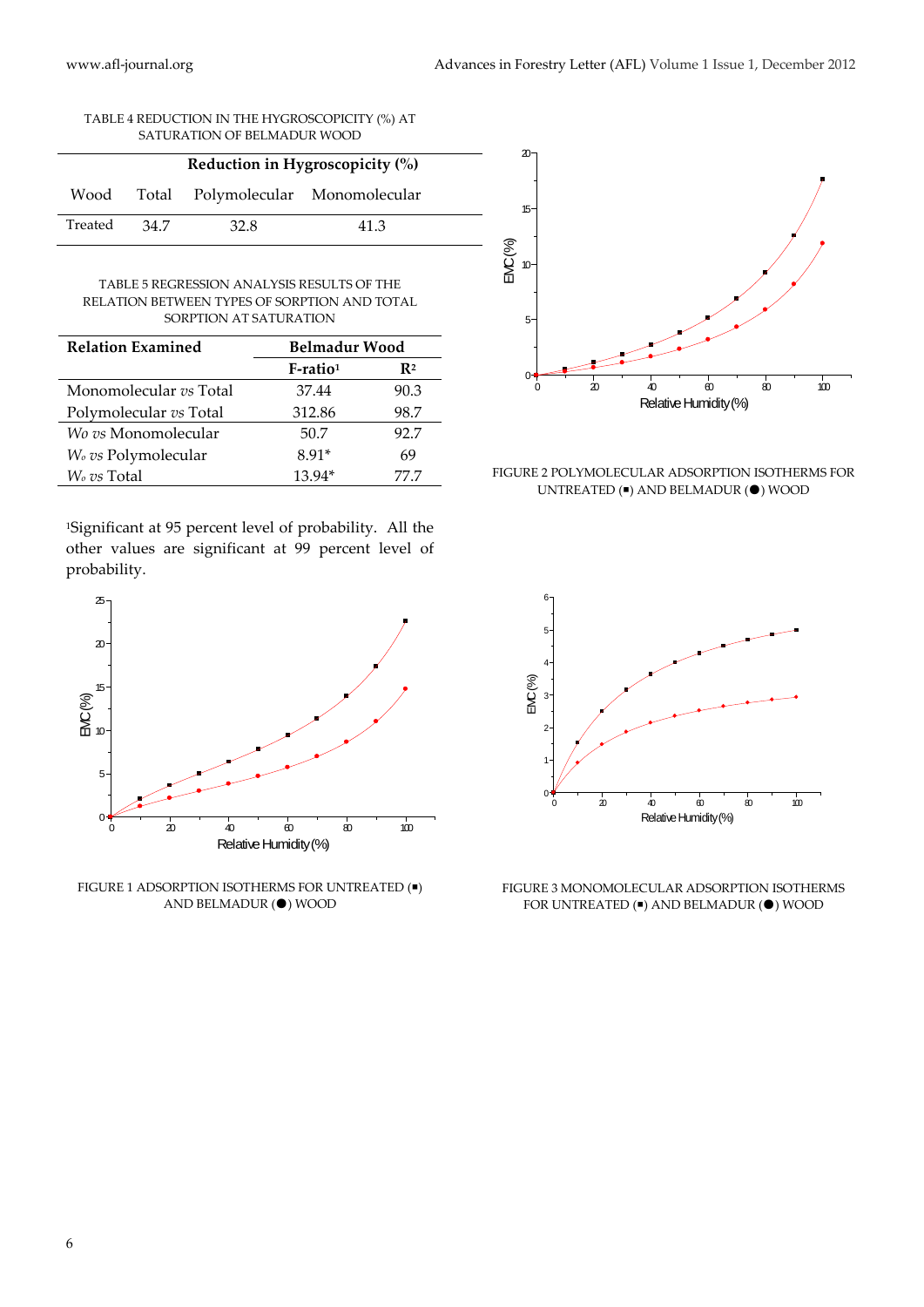TABLE 4 REDUCTION IN THE HYGROSCOPICITY (%) AT SATURATION OF BELMADUR WOOD

| | Reduction in Hygroscopicity (%) | | |
|---|---|---|---|
| Wood | Total | Polymolecular | Monomolecular |
| Treated | 34.7 | 32.8 | 41.3 |

TABLE 5 REGRESSION ANALYSIS RESULTS OF THE RELATION BETWEEN TYPES OF SORPTION AND TOTAL SORPTION AT SATURATION

| Relation Examined | Belmadur Wood | |
|---|---|---|
| | F-ratio[1] | $R^2$ |
| Monomolecular *vs* Total | 37.44 | 90.3 |
| Polymolecular *vs* Total | 312.86 | 98.7 |
| $W_o$ *vs* Monomolecular | 50.7 | 92.7 |
| $W_o$ *vs* Polymolecular | 8.91* | 69 |
| $W_o$ *vs* Total | 13.94* | 77.7 |

[1]Significant at 95 percent level of probability. All the other values are significant at 99 percent level of probability.

EMC (%)
25
20
15
10
5
0
0 20 40 60 80 100
Relative Humidity (%)

FIGURE 1 ADSORPTION ISOTHERMS FOR UNTREATED (■) AND BELMADUR (●) WOOD

EMC (%)
20
15
10
5
0
0 20 40 60 80 100
Relative Humidity (%)

FIGURE 2 POLYMOLECULAR ADSORPTION ISOTHERMS FOR UNTREATED (■) AND BELMADUR (●) WOOD

EMC (%)
6
5
4
3
2
1
0
0 20 40 60 80 100
Relative Humidity (%)

FIGURE 3 MONOMOLECULAR ADSORPTION ISOTHERMS FOR UNTREATED (■) AND BELMADUR (●) WOOD